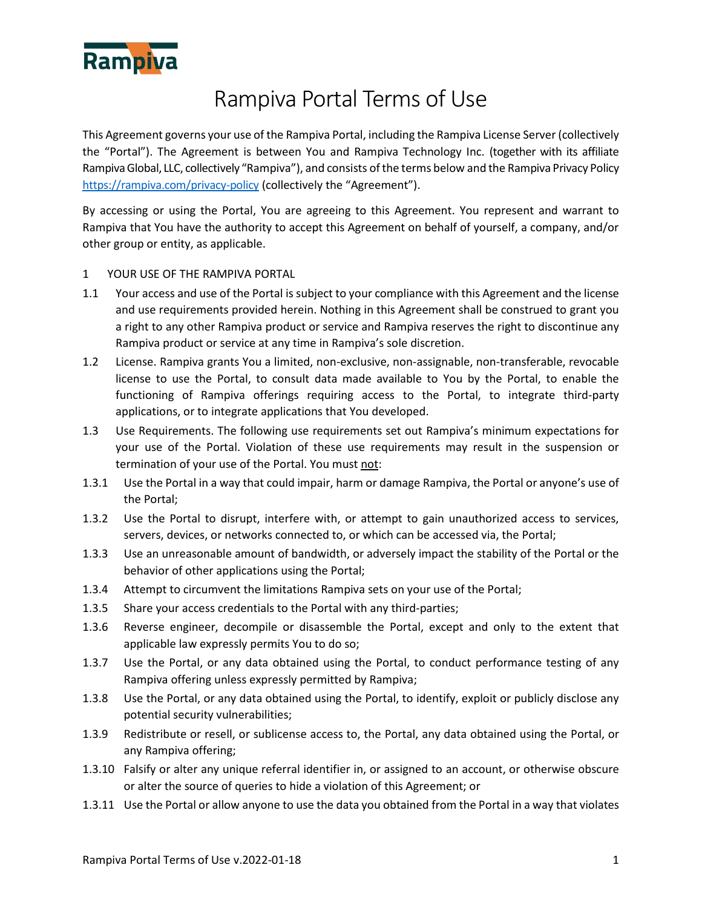Rampiva

# Rampiva Portal Terms of Use

This Agreement governs your use of the Rampiva Portal, including the Rampiva License Server (collectively the "Portal"). The Agreement is between You and Rampiva Technology Inc. (together with its affiliate Rampiva Global, LLC, collectively "Rampiva"), and consists of the terms below and the Rampiva Privacy Policy [https://rampiva.com/privacy-policy](https://rampiva.com/privacy-policy) (collectively the "Agreement").

By accessing or using the Portal, You are agreeing to this Agreement. You represent and warrant to Rampiva that You have the authority to accept this Agreement on behalf of yourself, a company, and/or other group or entity, as applicable.

1 YOUR USE OF THE RAMPIVA PORTAL

1.1 Your access and use of the Portal is subject to your compliance with this Agreement and the license and use requirements provided herein. Nothing in this Agreement shall be construed to grant you a right to any other Rampiva product or service and Rampiva reserves the right to discontinue any Rampiva product or service at any time in Rampiva's sole discretion.

1.2 License. Rampiva grants You a limited, non-exclusive, non-assignable, non-transferable, revocable license to use the Portal, to consult data made available to You by the Portal, to enable the functioning of Rampiva offerings requiring access to the Portal, to integrate third-party applications, or to integrate applications that You developed.

1.3 Use Requirements. The following use requirements set out Rampiva's minimum expectations for your use of the Portal. Violation of these use requirements may result in the suspension or termination of your use of the Portal. You must <u>not</u>:

1.3.1 Use the Portal in a way that could impair, harm or damage Rampiva, the Portal or anyone's use of the Portal;

1.3.2 Use the Portal to disrupt, interfere with, or attempt to gain unauthorized access to services, servers, devices, or networks connected to, or which can be accessed via, the Portal;

1.3.3 Use an unreasonable amount of bandwidth, or adversely impact the stability of the Portal or the behavior of other applications using the Portal;

1.3.4 Attempt to circumvent the limitations Rampiva sets on your use of the Portal;

1.3.5 Share your access credentials to the Portal with any third-parties;

1.3.6 Reverse engineer, decompile or disassemble the Portal, except and only to the extent that applicable law expressly permits You to do so;

1.3.7 Use the Portal, or any data obtained using the Portal, to conduct performance testing of any Rampiva offering unless expressly permitted by Rampiva;

1.3.8 Use the Portal, or any data obtained using the Portal, to identify, exploit or publicly disclose any potential security vulnerabilities;

1.3.9 Redistribute or resell, or sublicense access to, the Portal, any data obtained using the Portal, or any Rampiva offering;

1.3.10 Falsify or alter any unique referral identifier in, or assigned to an account, or otherwise obscure or alter the source of queries to hide a violation of this Agreement; or

1.3.11 Use the Portal or allow anyone to use the data you obtained from the Portal in a way that violates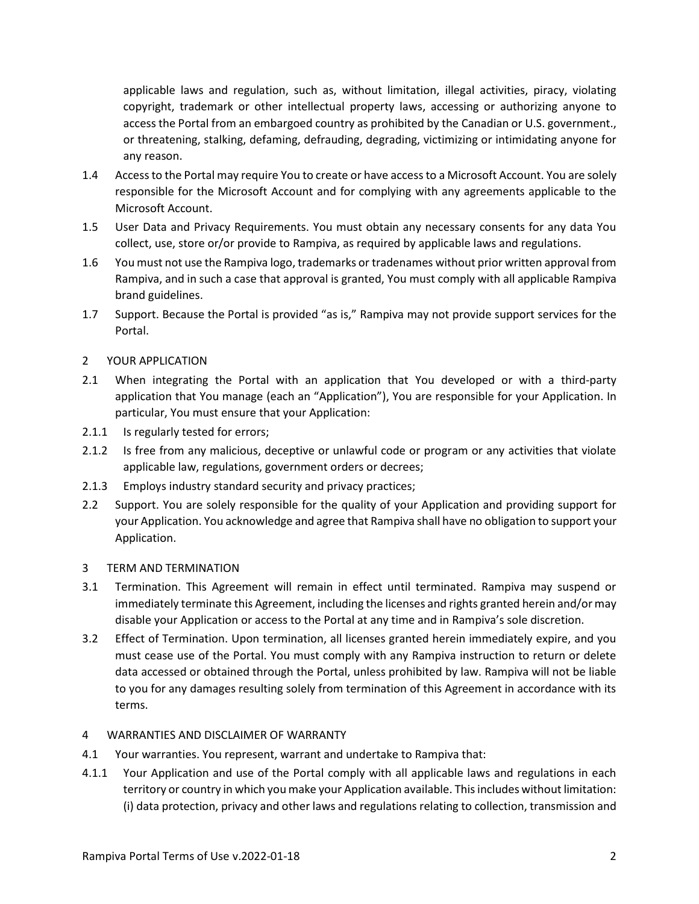applicable laws and regulation, such as, without limitation, illegal activities, piracy, violating copyright, trademark or other intellectual property laws, accessing or authorizing anyone to access the Portal from an embargoed country as prohibited by the Canadian or U.S. government., or threatening, stalking, defaming, defrauding, degrading, victimizing or intimidating anyone for any reason.

1.4 Access to the Portal may require You to create or have access to a Microsoft Account. You are solely responsible for the Microsoft Account and for complying with any agreements applicable to the Microsoft Account.

1.5 User Data and Privacy Requirements. You must obtain any necessary consents for any data You collect, use, store or/or provide to Rampiva, as required by applicable laws and regulations.

1.6 You must not use the Rampiva logo, trademarks or tradenames without prior written approval from Rampiva, and in such a case that approval is granted, You must comply with all applicable Rampiva brand guidelines.

1.7 Support. Because the Portal is provided "as is," Rampiva may not provide support services for the Portal.

## 2 YOUR APPLICATION

2.1 When integrating the Portal with an application that You developed or with a third-party application that You manage (each an "Application"), You are responsible for your Application. In particular, You must ensure that your Application:

2.1.1 Is regularly tested for errors;

2.1.2 Is free from any malicious, deceptive or unlawful code or program or any activities that violate applicable law, regulations, government orders or decrees;

2.1.3 Employs industry standard security and privacy practices;

2.2 Support. You are solely responsible for the quality of your Application and providing support for your Application. You acknowledge and agree that Rampiva shall have no obligation to support your Application.

## 3 TERM AND TERMINATION

3.1 Termination. This Agreement will remain in effect until terminated. Rampiva may suspend or immediately terminate this Agreement, including the licenses and rights granted herein and/or may disable your Application or access to the Portal at any time and in Rampiva's sole discretion.

3.2 Effect of Termination. Upon termination, all licenses granted herein immediately expire, and you must cease use of the Portal. You must comply with any Rampiva instruction to return or delete data accessed or obtained through the Portal, unless prohibited by law. Rampiva will not be liable to you for any damages resulting solely from termination of this Agreement in accordance with its terms.

## 4 WARRANTIES AND DISCLAIMER OF WARRANTY

4.1 Your warranties. You represent, warrant and undertake to Rampiva that:

4.1.1 Your Application and use of the Portal comply with all applicable laws and regulations in each territory or country in which you make your Application available. This includes without limitation: (i) data protection, privacy and other laws and regulations relating to collection, transmission and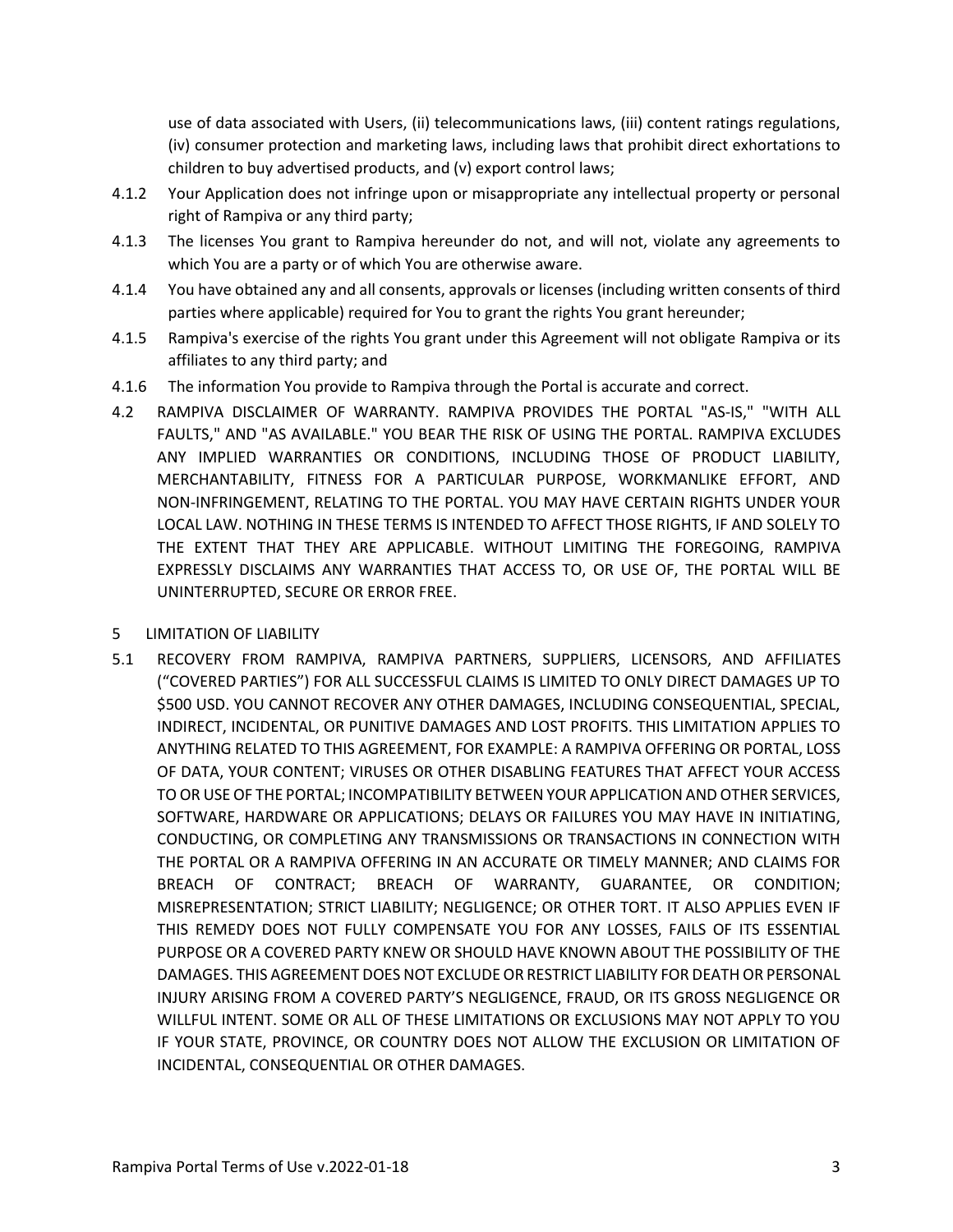use of data associated with Users, (ii) telecommunications laws, (iii) content ratings regulations, (iv) consumer protection and marketing laws, including laws that prohibit direct exhortations to children to buy advertised products, and (v) export control laws;

4.1.2 Your Application does not infringe upon or misappropriate any intellectual property or personal right of Rampiva or any third party;

4.1.3 The licenses You grant to Rampiva hereunder do not, and will not, violate any agreements to which You are a party or of which You are otherwise aware.

4.1.4 You have obtained any and all consents, approvals or licenses (including written consents of third parties where applicable) required for You to grant the rights You grant hereunder;

4.1.5 Rampiva's exercise of the rights You grant under this Agreement will not obligate Rampiva or its affiliates to any third party; and

4.1.6 The information You provide to Rampiva through the Portal is accurate and correct.

4.2 RAMPIVA DISCLAIMER OF WARRANTY. RAMPIVA PROVIDES THE PORTAL "AS-IS," "WITH ALL FAULTS," AND "AS AVAILABLE." YOU BEAR THE RISK OF USING THE PORTAL. RAMPIVA EXCLUDES ANY IMPLIED WARRANTIES OR CONDITIONS, INCLUDING THOSE OF PRODUCT LIABILITY, MERCHANTABILITY, FITNESS FOR A PARTICULAR PURPOSE, WORKMANLIKE EFFORT, AND NON-INFRINGEMENT, RELATING TO THE PORTAL. YOU MAY HAVE CERTAIN RIGHTS UNDER YOUR LOCAL LAW. NOTHING IN THESE TERMS IS INTENDED TO AFFECT THOSE RIGHTS, IF AND SOLELY TO THE EXTENT THAT THEY ARE APPLICABLE. WITHOUT LIMITING THE FOREGOING, RAMPIVA EXPRESSLY DISCLAIMS ANY WARRANTIES THAT ACCESS TO, OR USE OF, THE PORTAL WILL BE UNINTERRUPTED, SECURE OR ERROR FREE.

## 5 LIMITATION OF LIABILITY

5.1 RECOVERY FROM RAMPIVA, RAMPIVA PARTNERS, SUPPLIERS, LICENSORS, AND AFFILIATES ("COVERED PARTIES") FOR ALL SUCCESSFUL CLAIMS IS LIMITED TO ONLY DIRECT DAMAGES UP TO $500 USD. YOU CANNOT RECOVER ANY OTHER DAMAGES, INCLUDING CONSEQUENTIAL, SPECIAL, INDIRECT, INCIDENTAL, OR PUNITIVE DAMAGES AND LOST PROFITS. THIS LIMITATION APPLIES TO ANYTHING RELATED TO THIS AGREEMENT, FOR EXAMPLE: A RAMPIVA OFFERING OR PORTAL, LOSS OF DATA, YOUR CONTENT; VIRUSES OR OTHER DISABLING FEATURES THAT AFFECT YOUR ACCESS TO OR USE OF THE PORTAL; INCOMPATIBILITY BETWEEN YOUR APPLICATION AND OTHER SERVICES, SOFTWARE, HARDWARE OR APPLICATIONS; DELAYS OR FAILURES YOU MAY HAVE IN INITIATING, CONDUCTING, OR COMPLETING ANY TRANSMISSIONS OR TRANSACTIONS IN CONNECTION WITH THE PORTAL OR A RAMPIVA OFFERING IN AN ACCURATE OR TIMELY MANNER; AND CLAIMS FOR BREACH OF CONTRACT; BREACH OF WARRANTY, GUARANTEE, OR CONDITION; MISREPRESENTATION; STRICT LIABILITY; NEGLIGENCE; OR OTHER TORT. IT ALSO APPLIES EVEN IF THIS REMEDY DOES NOT FULLY COMPENSATE YOU FOR ANY LOSSES, FAILS OF ITS ESSENTIAL PURPOSE OR A COVERED PARTY KNEW OR SHOULD HAVE KNOWN ABOUT THE POSSIBILITY OF THE DAMAGES. THIS AGREEMENT DOES NOT EXCLUDE OR RESTRICT LIABILITY FOR DEATH OR PERSONAL INJURY ARISING FROM A COVERED PARTY'S NEGLIGENCE, FRAUD, OR ITS GROSS NEGLIGENCE OR WILLFUL INTENT. SOME OR ALL OF THESE LIMITATIONS OR EXCLUSIONS MAY NOT APPLY TO YOU IF YOUR STATE, PROVINCE, OR COUNTRY DOES NOT ALLOW THE EXCLUSION OR LIMITATION OF INCIDENTAL, CONSEQUENTIAL OR OTHER DAMAGES.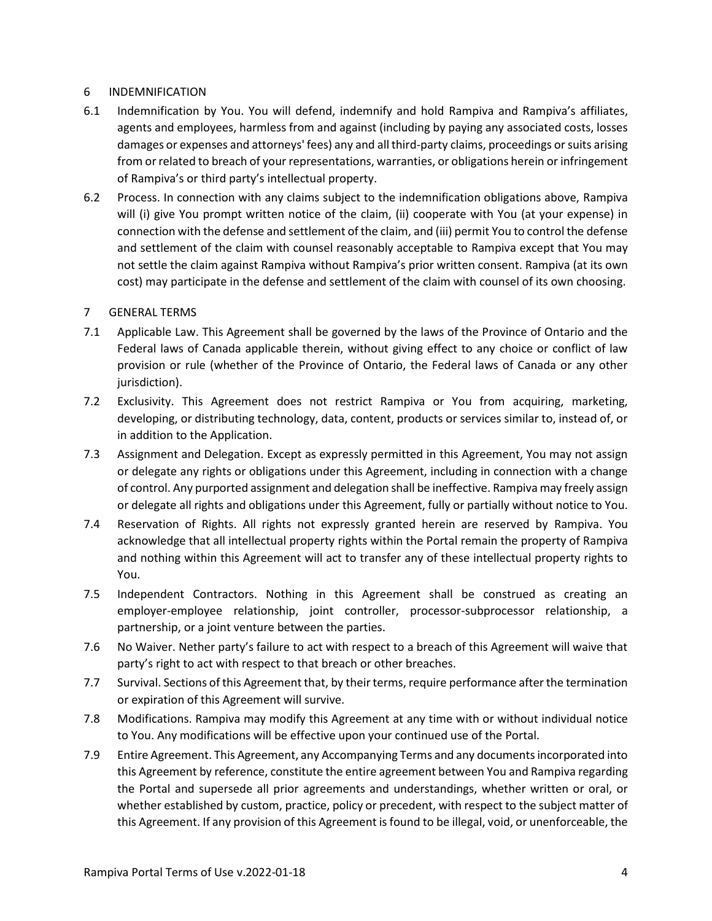## 6 INDEMNIFICATION

6.1 Indemnification by You. You will defend, indemnify and hold Rampiva and Rampiva's affiliates, agents and employees, harmless from and against (including by paying any associated costs, losses damages or expenses and attorneys' fees) any and all third-party claims, proceedings or suits arising from or related to breach of your representations, warranties, or obligations herein or infringement of Rampiva's or third party's intellectual property.

6.2 Process. In connection with any claims subject to the indemnification obligations above, Rampiva will (i) give You prompt written notice of the claim, (ii) cooperate with You (at your expense) in connection with the defense and settlement of the claim, and (iii) permit You to control the defense and settlement of the claim with counsel reasonably acceptable to Rampiva except that You may not settle the claim against Rampiva without Rampiva's prior written consent. Rampiva (at its own cost) may participate in the defense and settlement of the claim with counsel of its own choosing.

## 7 GENERAL TERMS

7.1 Applicable Law. This Agreement shall be governed by the laws of the Province of Ontario and the Federal laws of Canada applicable therein, without giving effect to any choice or conflict of law provision or rule (whether of the Province of Ontario, the Federal laws of Canada or any other jurisdiction).

7.2 Exclusivity. This Agreement does not restrict Rampiva or You from acquiring, marketing, developing, or distributing technology, data, content, products or services similar to, instead of, or in addition to the Application.

7.3 Assignment and Delegation. Except as expressly permitted in this Agreement, You may not assign or delegate any rights or obligations under this Agreement, including in connection with a change of control. Any purported assignment and delegation shall be ineffective. Rampiva may freely assign or delegate all rights and obligations under this Agreement, fully or partially without notice to You.

7.4 Reservation of Rights. All rights not expressly granted herein are reserved by Rampiva. You acknowledge that all intellectual property rights within the Portal remain the property of Rampiva and nothing within this Agreement will act to transfer any of these intellectual property rights to You.

7.5 Independent Contractors. Nothing in this Agreement shall be construed as creating an employer-employee relationship, joint controller, processor-subprocessor relationship, a partnership, or a joint venture between the parties.

7.6 No Waiver. Nether party's failure to act with respect to a breach of this Agreement will waive that party's right to act with respect to that breach or other breaches.

7.7 Survival. Sections of this Agreement that, by their terms, require performance after the termination or expiration of this Agreement will survive.

7.8 Modifications. Rampiva may modify this Agreement at any time with or without individual notice to You. Any modifications will be effective upon your continued use of the Portal.

7.9 Entire Agreement. This Agreement, any Accompanying Terms and any documents incorporated into this Agreement by reference, constitute the entire agreement between You and Rampiva regarding the Portal and supersede all prior agreements and understandings, whether written or oral, or whether established by custom, practice, policy or precedent, with respect to the subject matter of this Agreement. If any provision of this Agreement is found to be illegal, void, or unenforceable, the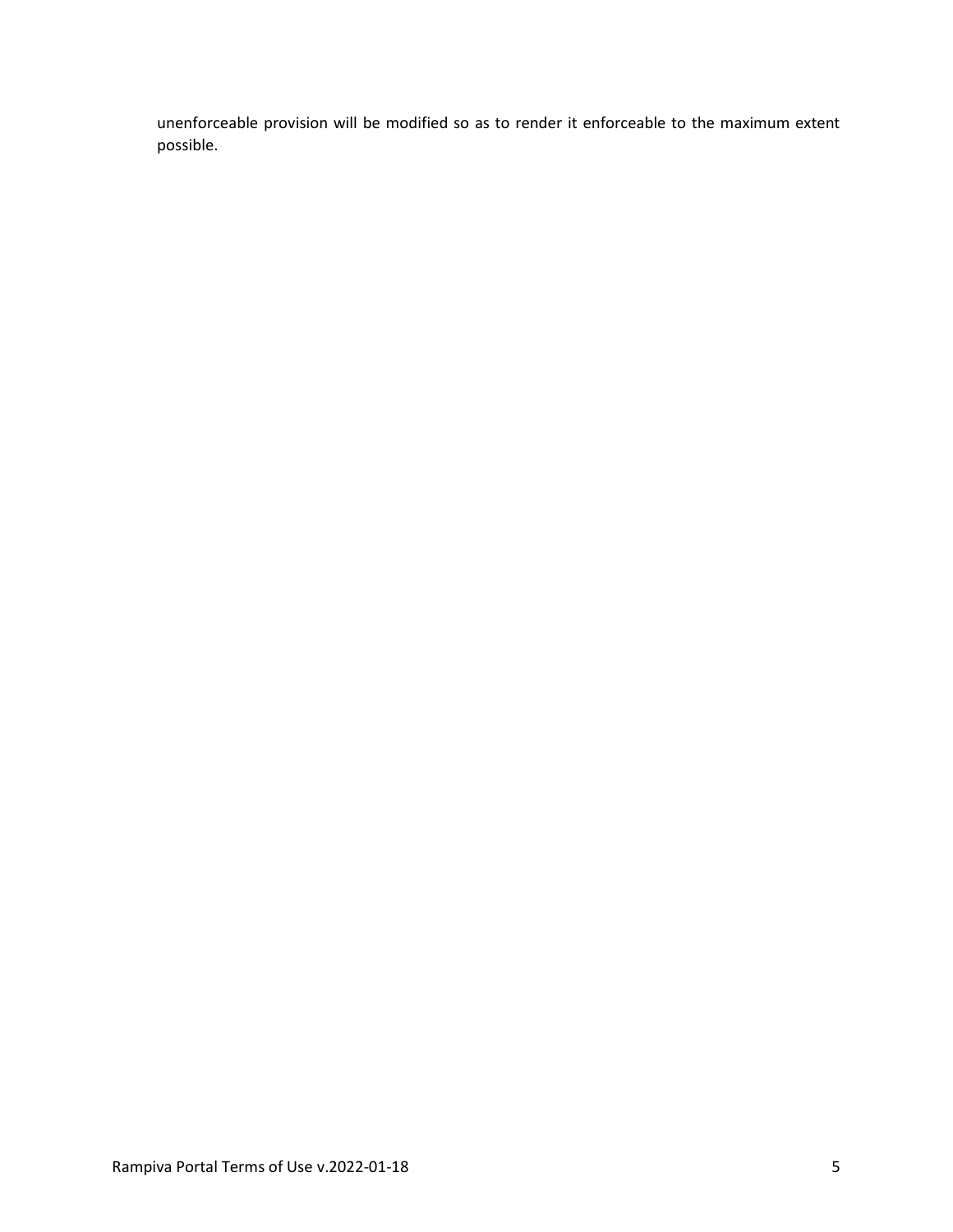unenforceable provision will be modified so as to render it enforceable to the maximum extent possible.